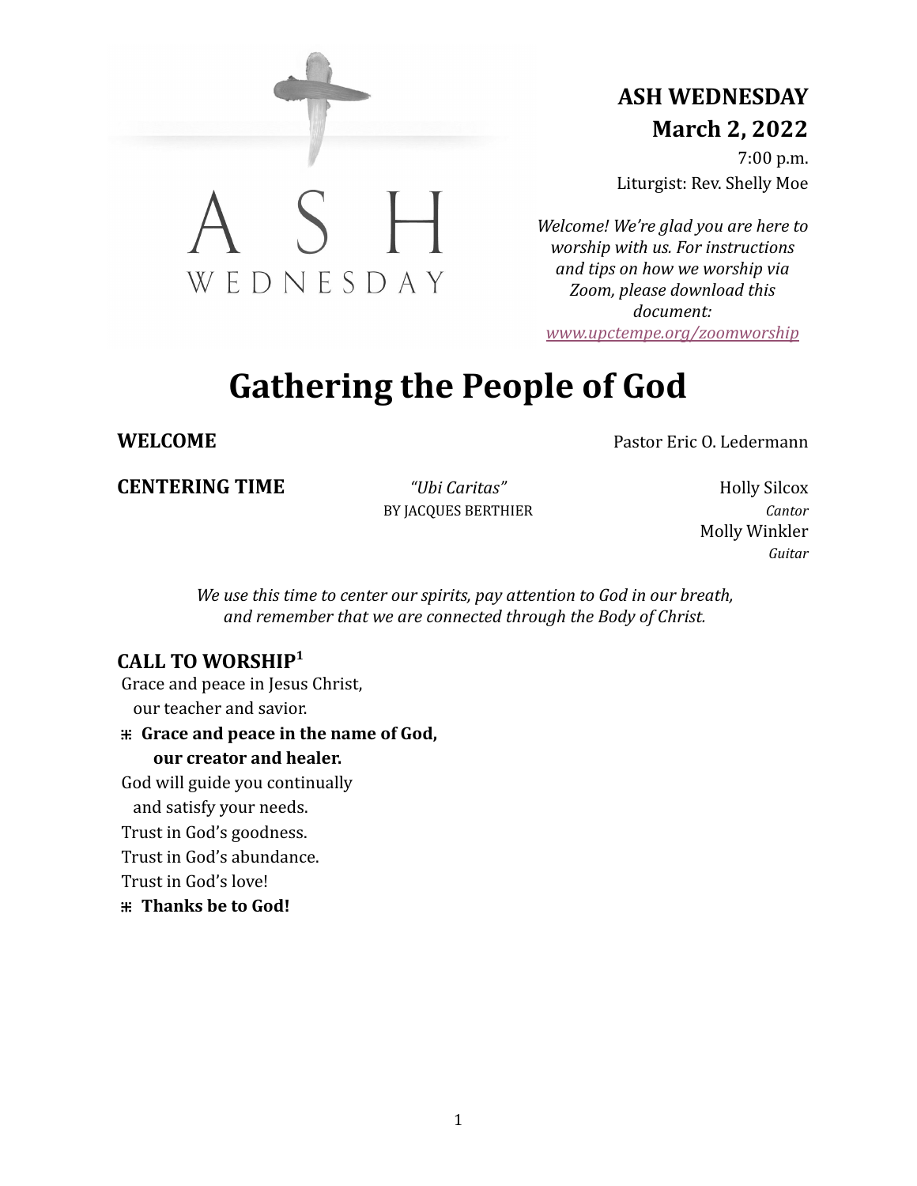ASH WEDNESDAY

**ASH WEDNESDAY**
**March 2, 2022**

7:00 p.m.
Liturgist: Rev. Shelly Moe

*Welcome! We're glad you are here to worship with us. For instructions and tips on how we worship via Zoom, please download this document: [www.upctempe.org/zoomworship](www.upctempe.org/zoomworship)*

# Gathering the People of God

**WELCOME** Pastor Eric O. Ledermann

**CENTERING TIME** *"Ubi Caritas"* BY JACQUES BERTHIER — Holly Silcox, *Cantor*; Molly Winkler, *Guitar*

*We use this time to center our spirits, pay attention to God in our breath, and remember that we are connected through the Body of Christ.*

**CALL TO WORSHIP[1]**

Grace and peace in Jesus Christ,
our teacher and savior.

⌘ **Grace and peace in the name of God,**
**our creator and healer.**

God will guide you continually
and satisfy your needs.
Trust in God's goodness.
Trust in God's abundance.
Trust in God's love!

⌘ **Thanks be to God!**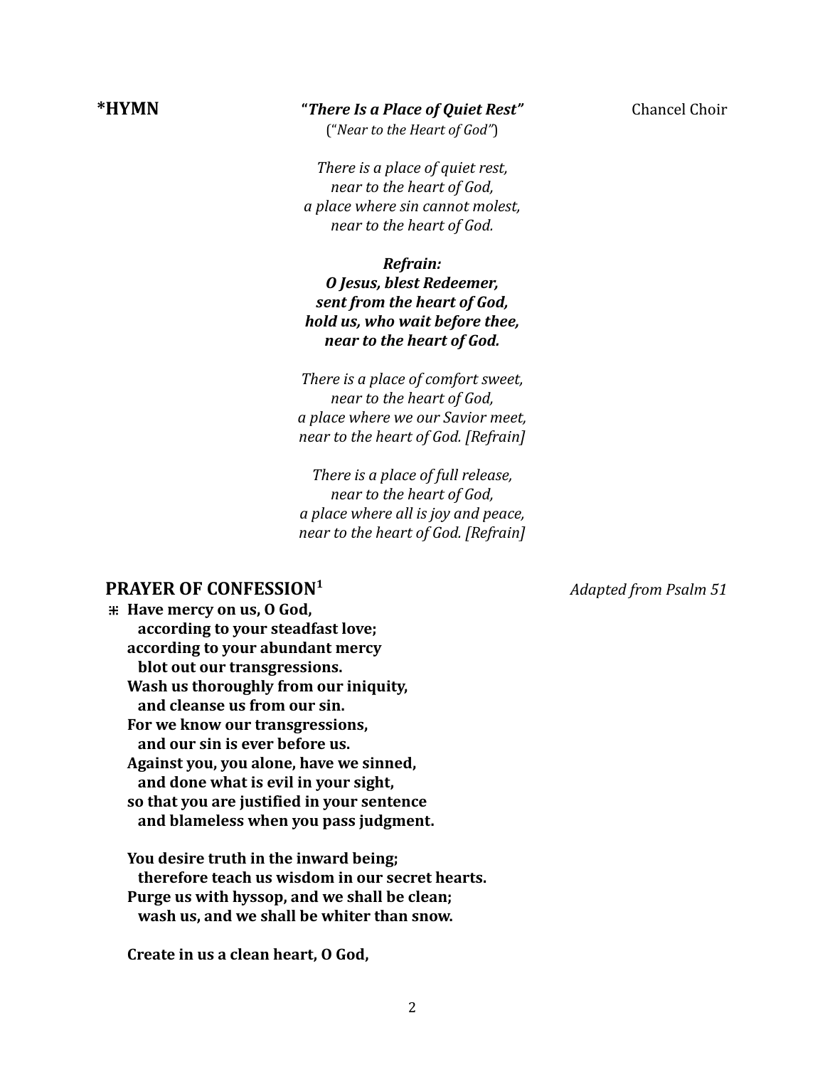**\*HYMN** ***"There Is a Place of Quiet Rest"*** Chancel Choir

("*Near to the Heart of God"*)

*There is a place of quiet rest,*
*near to the heart of God,*
*a place where sin cannot molest,*
*near to the heart of God.*

***Refrain:***
***O Jesus, blest Redeemer,***
***sent from the heart of God,***
***hold us, who wait before thee,***
***near to the heart of God.***

*There is a place of comfort sweet,*
*near to the heart of God,*
*a place where we our Savior meet,*
*near to the heart of God. [Refrain]*

*There is a place of full release,*
*near to the heart of God,*
*a place where all is joy and peace,*
*near to the heart of God. [Refrain]*

## PRAYER OF CONFESSION[1]

*Adapted from Psalm 51*

⁜ **Have mercy on us, O God,**
**according to your steadfast love;**
**according to your abundant mercy**
**blot out our transgressions.**
**Wash us thoroughly from our iniquity,**
**and cleanse us from our sin.**
**For we know our transgressions,**
**and our sin is ever before us.**
**Against you, you alone, have we sinned,**
**and done what is evil in your sight,**
**so that you are justified in your sentence**
**and blameless when you pass judgment.**

**You desire truth in the inward being;**
**therefore teach us wisdom in our secret hearts.**
**Purge us with hyssop, and we shall be clean;**
**wash us, and we shall be whiter than snow.**

**Create in us a clean heart, O God,**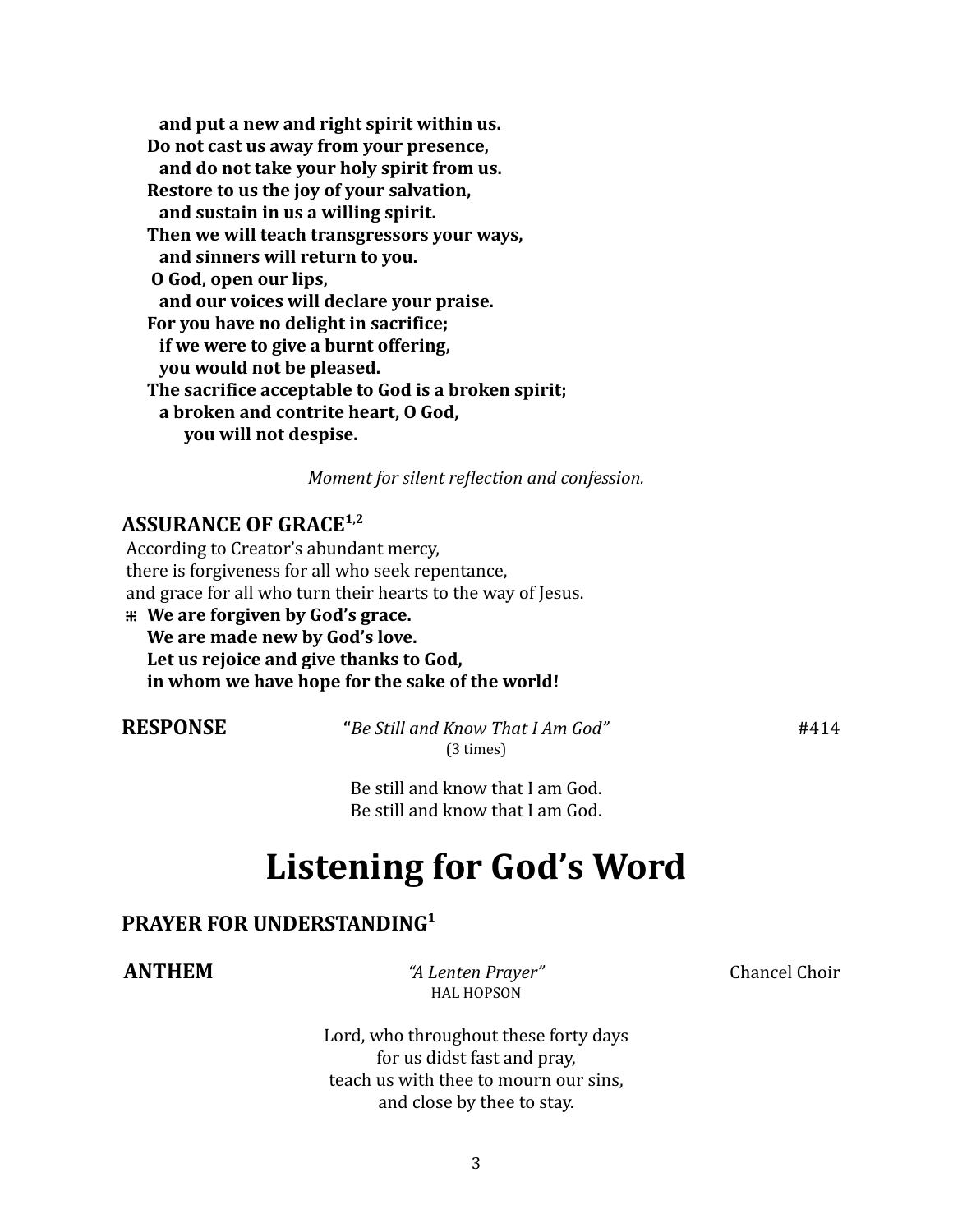**and put a new and right spirit within us.**
**Do not cast us away from your presence,**
**and do not take your holy spirit from us.**
**Restore to us the joy of your salvation,**
**and sustain in us a willing spirit.**
**Then we will teach transgressors your ways,**
**and sinners will return to you.**
**O God, open our lips,**
**and our voices will declare your praise.**
**For you have no delight in sacrifice;**
**if we were to give a burnt offering,**
**you would not be pleased.**
**The sacrifice acceptable to God is a broken spirit;**
**a broken and contrite heart, O God,**
**you will not despise.**

*Moment for silent reflection and confession.*

**ASSURANCE OF GRACE[1,2]**

According to Creator's abundant mercy,
there is forgiveness for all who seek repentance,
and grace for all who turn their hearts to the way of Jesus.

⁜ **We are forgiven by God's grace.**
**We are made new by God's love.**
**Let us rejoice and give thanks to God,**
**in whom we have hope for the sake of the world!**

**RESPONSE** — **"***Be Still and Know That I Am God"* (3 times) — #414

Be still and know that I am God.
Be still and know that I am God.

# Listening for God's Word

**PRAYER FOR UNDERSTANDING[1]**

**ANTHEM** — *"A Lenten Prayer"* HAL HOPSON — Chancel Choir

Lord, who throughout these forty days
for us didst fast and pray,
teach us with thee to mourn our sins,
and close by thee to stay.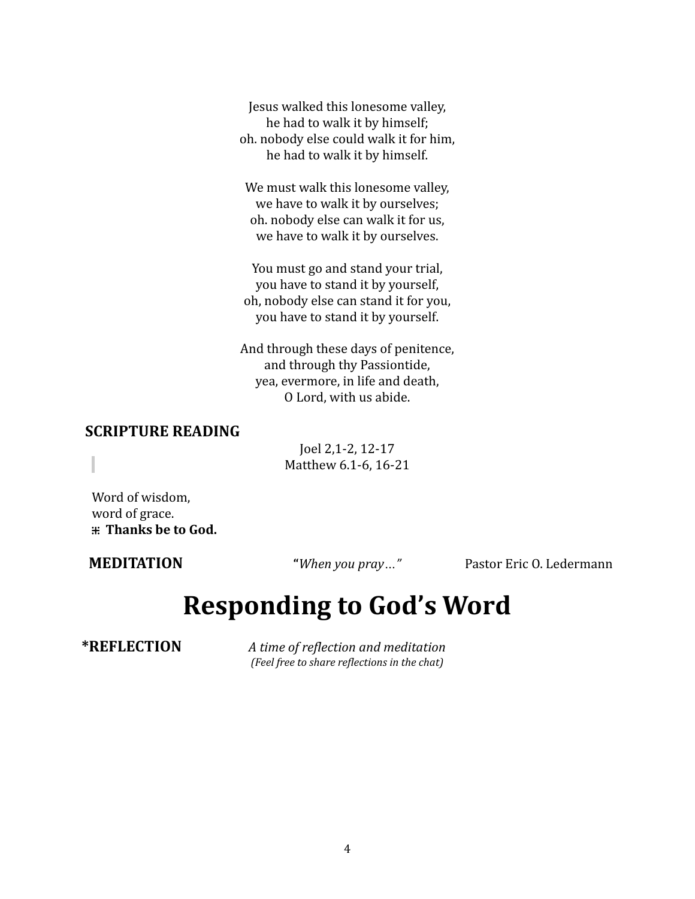Jesus walked this lonesome valley,
he had to walk it by himself;
oh. nobody else could walk it for him,
he had to walk it by himself.

We must walk this lonesome valley,
we have to walk it by ourselves;
oh. nobody else can walk it for us,
we have to walk it by ourselves.

You must go and stand your trial,
you have to stand it by yourself,
oh, nobody else can stand it for you,
you have to stand it by yourself.

And through these days of penitence,
and through thy Passiontide,
yea, evermore, in life and death,
O Lord, with us abide.

**SCRIPTURE READING**

Joel 2,1-2, 12-17
Matthew 6.1-6, 16-21

Word of wisdom,
word of grace.
⁜ **Thanks be to God.**

**MEDITATION** **"***When you pray…"* Pastor Eric O. Ledermann

# Responding to God's Word

**\*REFLECTION** *A time of reflection and meditation*
*(Feel free to share reflections in the chat)*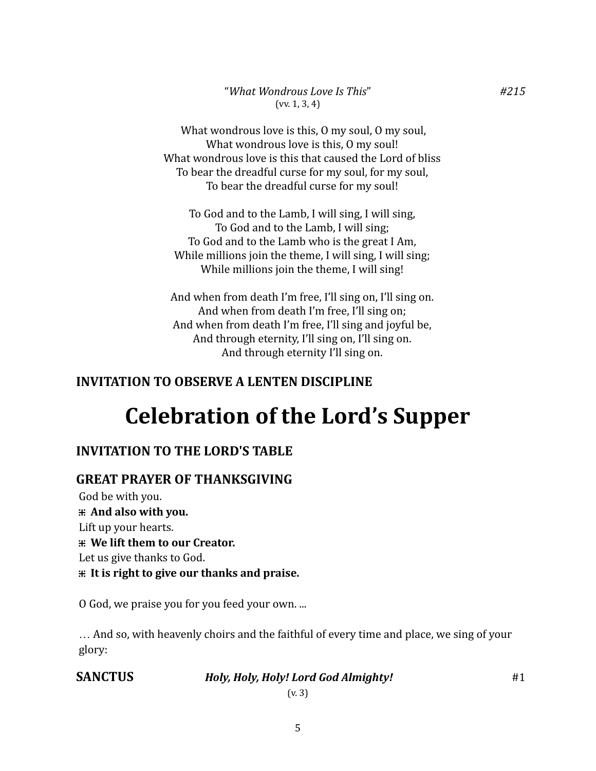"*What Wondrous Love Is This*" *#215*
(vv. 1, 3, 4)

What wondrous love is this, O my soul, O my soul,
What wondrous love is this, O my soul!
What wondrous love is this that caused the Lord of bliss
To bear the dreadful curse for my soul, for my soul,
To bear the dreadful curse for my soul!

To God and to the Lamb, I will sing, I will sing,
To God and to the Lamb, I will sing;
To God and to the Lamb who is the great I Am,
While millions join the theme, I will sing, I will sing;
While millions join the theme, I will sing!

And when from death I'm free, I'll sing on, I'll sing on.
And when from death I'm free, I'll sing on;
And when from death I'm free, I'll sing and joyful be,
And through eternity, I'll sing on, I'll sing on.
And through eternity I'll sing on.

### INVITATION TO OBSERVE A LENTEN DISCIPLINE

# Celebration of the Lord's Supper

### INVITATION TO THE LORD'S TABLE

### GREAT PRAYER OF THANKSGIVING

God be with you.
⁜ **And also with you.**
Lift up your hearts.
⁜ **We lift them to our Creator.**
Let us give thanks to God.
⁜ **It is right to give our thanks and praise.**

O God, we praise you for you feed your own. ...

… And so, with heavenly choirs and the faithful of every time and place, we sing of your glory:

**SANCTUS** ***Holy, Holy, Holy! Lord God Almighty!*** #1
(v. 3)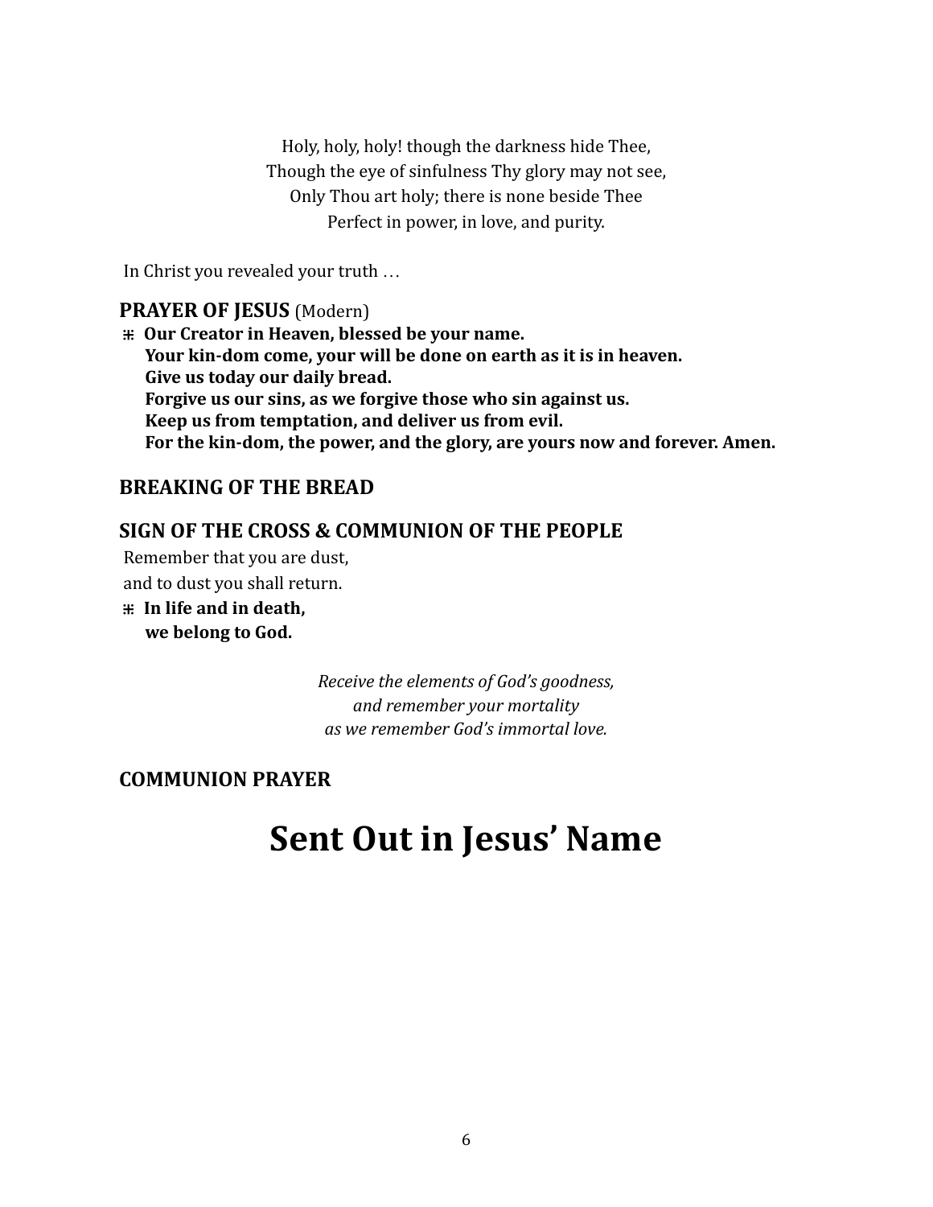Holy, holy, holy! though the darkness hide Thee,
Though the eye of sinfulness Thy glory may not see,
Only Thou art holy; there is none beside Thee
Perfect in power, in love, and purity.

In Christ you revealed your truth …

**PRAYER OF JESUS** (Modern)

⁜ **Our Creator in Heaven, blessed be your name.**
**Your kin-dom come, your will be done on earth as it is in heaven.**
**Give us today our daily bread.**
**Forgive us our sins, as we forgive those who sin against us.**
**Keep us from temptation, and deliver us from evil.**
**For the kin-dom, the power, and the glory, are yours now and forever. Amen.**

**BREAKING OF THE BREAD**

**SIGN OF THE CROSS & COMMUNION OF THE PEOPLE**

Remember that you are dust,
and to dust you shall return.

⁜ **In life and in death,**
**we belong to God.**

*Receive the elements of God's goodness,*
*and remember your mortality*
*as we remember God's immortal love.*

**COMMUNION PRAYER**

# Sent Out in Jesus' Name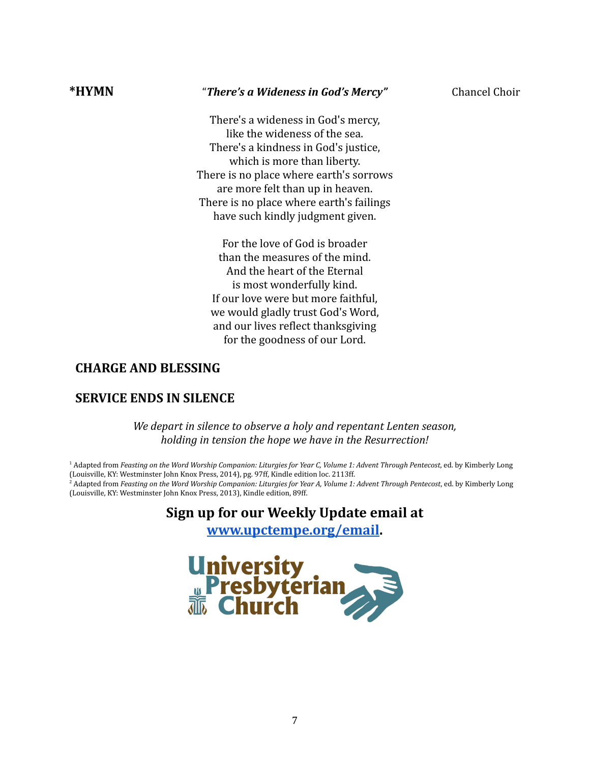**\*HYMN** "***There's a Wideness in God's Mercy"*** Chancel Choir

There's a wideness in God's mercy,
like the wideness of the sea.
There's a kindness in God's justice,
which is more than liberty.
There is no place where earth's sorrows
are more felt than up in heaven.
There is no place where earth's failings
have such kindly judgment given.

For the love of God is broader
than the measures of the mind.
And the heart of the Eternal
is most wonderfully kind.
If our love were but more faithful,
we would gladly trust God's Word,
and our lives reflect thanksgiving
for the goodness of our Lord.

## CHARGE AND BLESSING

## SERVICE ENDS IN SILENCE

*We depart in silence to observe a holy and repentant Lenten season,*
*holding in tension the hope we have in the Resurrection!*

[1] Adapted from *Feasting on the Word Worship Companion: Liturgies for Year C, Volume 1: Advent Through Pentecost*, ed. by Kimberly Long (Louisville, KY: Westminster John Knox Press, 2014), pg. 97ff, Kindle edition loc. 2113ff.
[2] Adapted from *Feasting on the Word Worship Companion: Liturgies for Year A, Volume 1: Advent Through Pentecost*, ed. by Kimberly Long (Louisville, KY: Westminster John Knox Press, 2013), Kindle edition, 89ff.

**Sign up for our Weekly Update email at**
**[www.upctempe.org/email](http://www.upctempe.org/email).**

University Presbyterian Church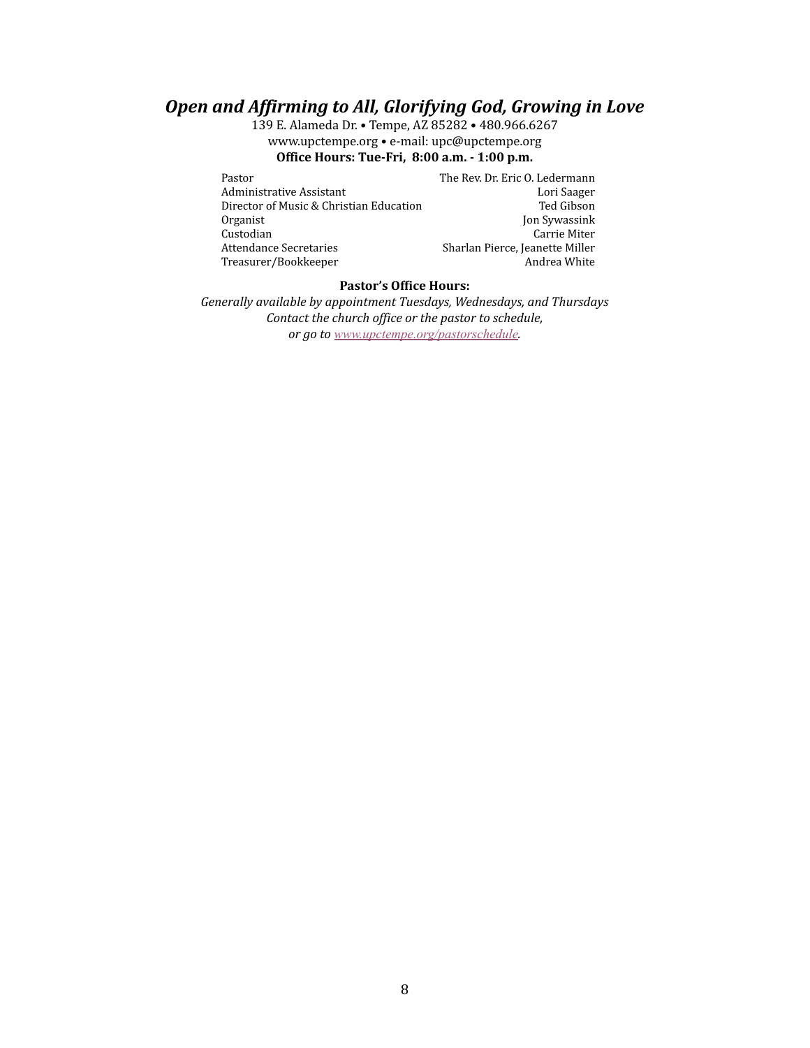***Open and Affirming to All, Glorifying God, Growing in Love***

139 E. Alameda Dr. • Tempe, AZ 85282 • 480.966.6267

www.upctempe.org • e-mail: upc@upctempe.org

**Office Hours: Tue-Fri, 8:00 a.m. - 1:00 p.m.**

| | |
|---|---|
| Pastor | The Rev. Dr. Eric O. Ledermann |
| Administrative Assistant | Lori Saager |
| Director of Music & Christian Education | Ted Gibson |
| Organist | Jon Sywassink |
| Custodian | Carrie Miter |
| Attendance Secretaries | Sharlan Pierce, Jeanette Miller |
| Treasurer/Bookkeeper | Andrea White |

**Pastor's Office Hours:**

*Generally available by appointment Tuesdays, Wednesdays, and Thursdays*
*Contact the church office or the pastor to schedule,*
*or go to www.upctempe.org/pastorschedule.*